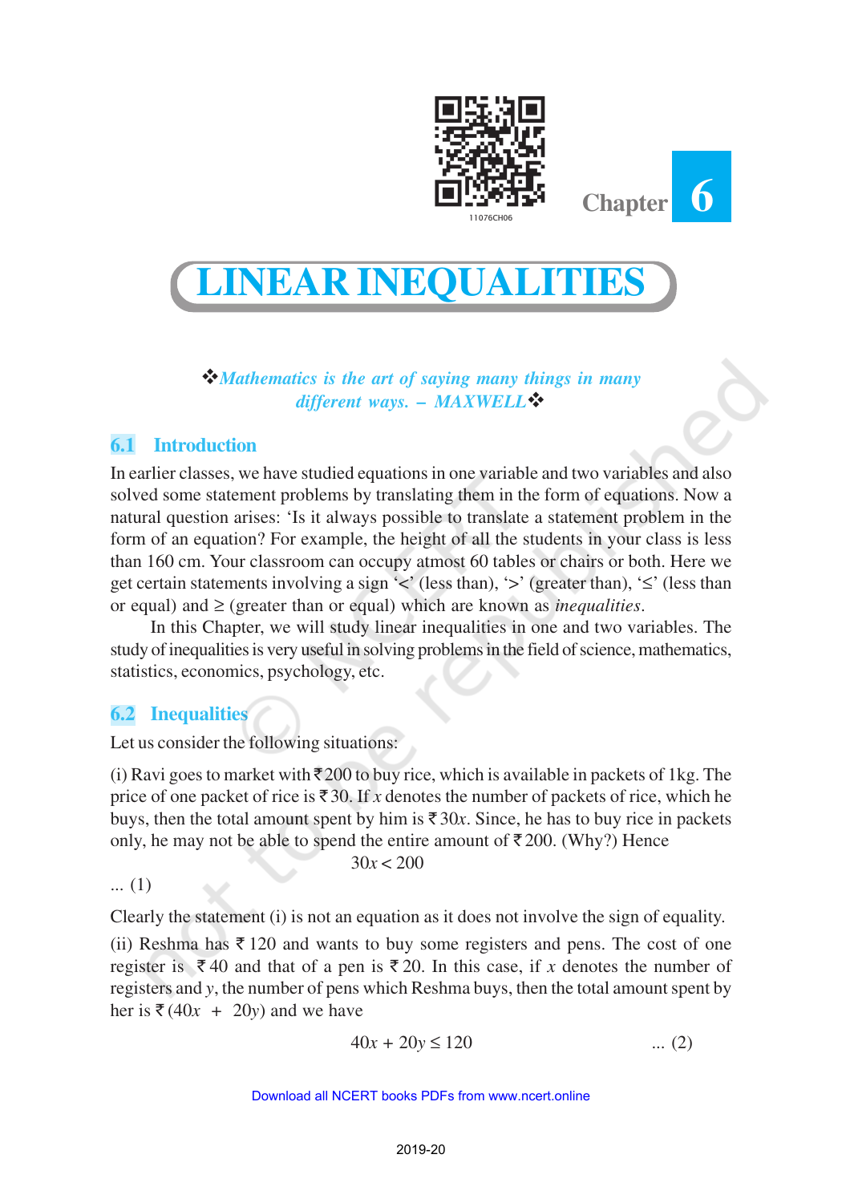Chapter 6

# LINEAR INEQUALITIES

❖*Mathematics is the art of saying many things in many different ways. – MAXWELL*❖

## 6.1 Introduction

In earlier classes, we have studied equations in one variable and two variables and also solved some statement problems by translating them in the form of equations. Now a natural question arises: 'Is it always possible to translate a statement problem in the form of an equation? For example, the height of all the students in your class is less than 160 cm. Your classroom can occupy atmost 60 tables or chairs or both. Here we get certain statements involving a sign '<' (less than), '>' (greater than), '≤' (less than or equal) and ≥ (greater than or equal) which are known as *inequalities*.

In this Chapter, we will study linear inequalities in one and two variables. The study of inequalities is very useful in solving problems in the field of science, mathematics, statistics, economics, psychology, etc.

## 6.2 Inequalities

Let us consider the following situations:

(i) Ravi goes to market with ₹200 to buy rice, which is available in packets of 1kg. The price of one packet of rice is ₹30. If $x$ denotes the number of packets of rice, which he buys, then the total amount spent by him is ₹$30x$. Since, he has to buy rice in packets only, he may not be able to spend the entire amount of ₹200. (Why?) Hence

$$30x < 200 \quad \ldots (1)$$

Clearly the statement (i) is not an equation as it does not involve the sign of equality.

(ii) Reshma has ₹120 and wants to buy some registers and pens. The cost of one register is ₹40 and that of a pen is ₹20. In this case, if $x$ denotes the number of registers and $y$, the number of pens which Reshma buys, then the total amount spent by her is ₹$(40x + 20y)$ and we have

$$40x + 20y \leq 120 \quad \ldots (2)$$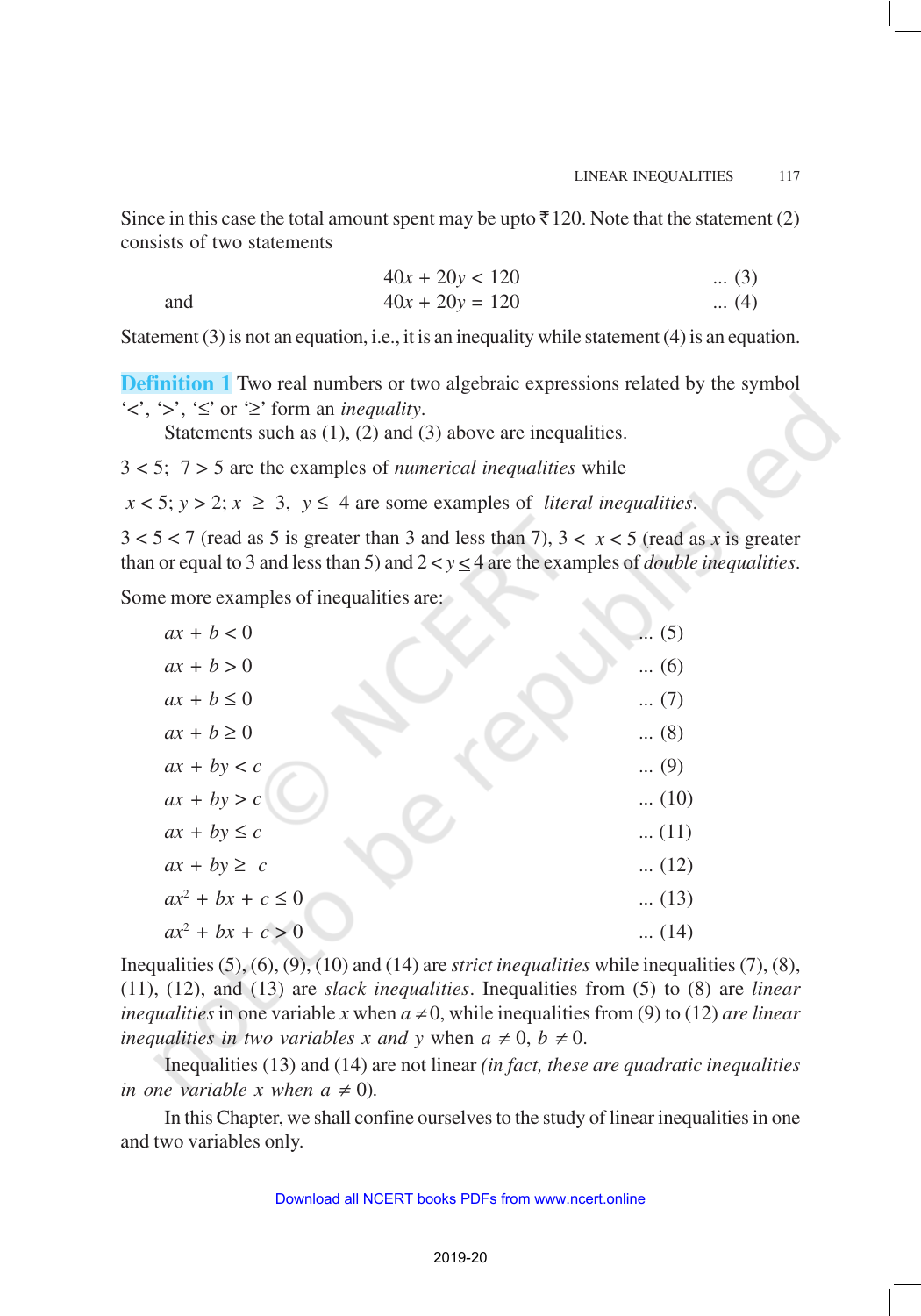Since in this case the total amount spent may be upto ₹120. Note that the statement (2) consists of two statements

$$40x + 20y < 120 \quad \text{... (3)}$$

and

$$40x + 20y = 120 \quad \text{... (4)}$$

Statement (3) is not an equation, i.e., it is an inequality while statement (4) is an equation.

**Definition 1** Two real numbers or two algebraic expressions related by the symbol '<', '>', '≤' or '≥' form an *inequality*.

Statements such as (1), (2) and (3) above are inequalities.

$3 < 5$; $7 > 5$ are the examples of *numerical inequalities* while

$x < 5$; $y > 2$; $x \geq 3$, $y \leq 4$ are some examples of *literal inequalities*.

$3 < 5 < 7$ (read as 5 is greater than 3 and less than 7), $3 \leq x < 5$ (read as $x$ is greater than or equal to 3 and less than 5) and $2 < y \leq 4$ are the examples of *double inequalities*.

Some more examples of inequalities are:

$$ax + b < 0 \quad \text{... (5)}$$

$$ax + b > 0 \quad \text{... (6)}$$

$$ax + b \leq 0 \quad \text{... (7)}$$

$$ax + b \geq 0 \quad \text{... (8)}$$

$$ax + by < c \quad \text{... (9)}$$

$$ax + by > c \quad \text{... (10)}$$

$$ax + by \leq c \quad \text{... (11)}$$

$$ax + by \geq c \quad \text{... (12)}$$

$$ax^2 + bx + c \leq 0 \quad \text{... (13)}$$

$$ax^2 + bx + c > 0 \quad \text{... (14)}$$

Inequalities (5), (6), (9), (10) and (14) are *strict inequalities* while inequalities (7), (8), (11), (12), and (13) are *slack inequalities*. Inequalities from (5) to (8) are *linear inequalities* in one variable $x$ when $a \neq 0$, while inequalities from (9) to (12) *are linear inequalities in two variables $x$ and $y$* when $a \neq 0$, $b \neq 0$.

Inequalities (13) and (14) are not linear *(in fact, these are quadratic inequalities in one variable $x$ when $a \neq 0$).*

In this Chapter, we shall confine ourselves to the study of linear inequalities in one and two variables only.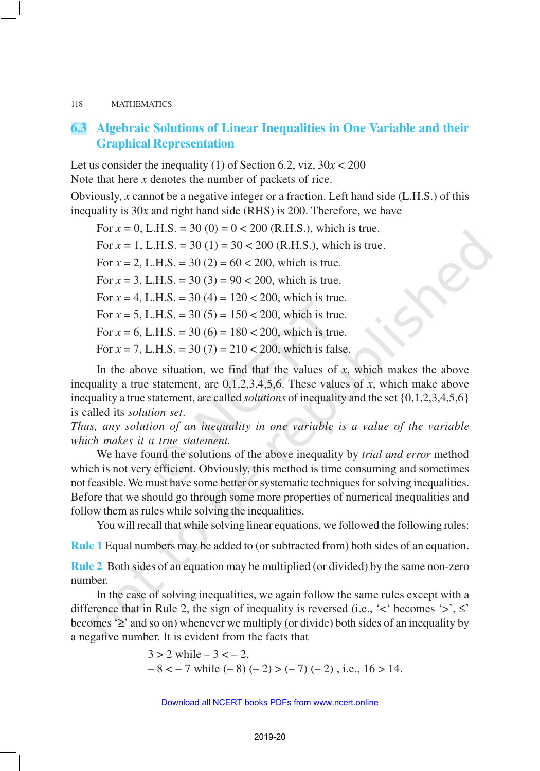## 6.3 Algebraic Solutions of Linear Inequalities in One Variable and their Graphical Representation

Let us consider the inequality (1) of Section 6.2, viz, $30x < 200$

Note that here $x$ denotes the number of packets of rice.

Obviously, $x$ cannot be a negative integer or a fraction. Left hand side (L.H.S.) of this inequality is $30x$ and right hand side (RHS) is 200. Therefore, we have

For $x = 0$, L.H.S. $= 30 (0) = 0 < 200$ (R.H.S.), which is true.

For $x = 1$, L.H.S. $= 30 (1) = 30 < 200$ (R.H.S.), which is true.

For $x = 2$, L.H.S. $= 30 (2) = 60 < 200$, which is true.

For $x = 3$, L.H.S. $= 30 (3) = 90 < 200$, which is true.

For $x = 4$, L.H.S. $= 30 (4) = 120 < 200$, which is true.

For $x = 5$, L.H.S. $= 30 (5) = 150 < 200$, which is true.

For $x = 6$, L.H.S. $= 30 (6) = 180 < 200$, which is true.

For $x = 7$, L.H.S. $= 30 (7) = 210 < 200$, which is false.

In the above situation, we find that the values of $x$, which makes the above inequality a true statement, are 0,1,2,3,4,5,6. These values of $x$, which make above inequality a true statement, are called *solutions* of inequality and the set {0,1,2,3,4,5,6} is called its *solution set*.

*Thus, any solution of an inequality in one variable is a value of the variable which makes it a true statement.*

We have found the solutions of the above inequality by *trial and error* method which is not very efficient. Obviously, this method is time consuming and sometimes not feasible. We must have some better or systematic techniques for solving inequalities. Before that we should go through some more properties of numerical inequalities and follow them as rules while solving the inequalities.

You will recall that while solving linear equations, we followed the following rules:

**Rule 1** Equal numbers may be added to (or subtracted from) both sides of an equation.

**Rule 2** Both sides of an equation may be multiplied (or divided) by the same non-zero number.

In the case of solving inequalities, we again follow the same rules except with a difference that in Rule 2, the sign of inequality is reversed (i.e., '<' becomes '>', ≤' becomes '≥' and so on) whenever we multiply (or divide) both sides of an inequality by a negative number. It is evident from the facts that

$3 > 2$ while $-3 < -2$,

$-8 < -7$ while $(-8)(-2) > (-7)(-2)$, i.e., $16 > 14$.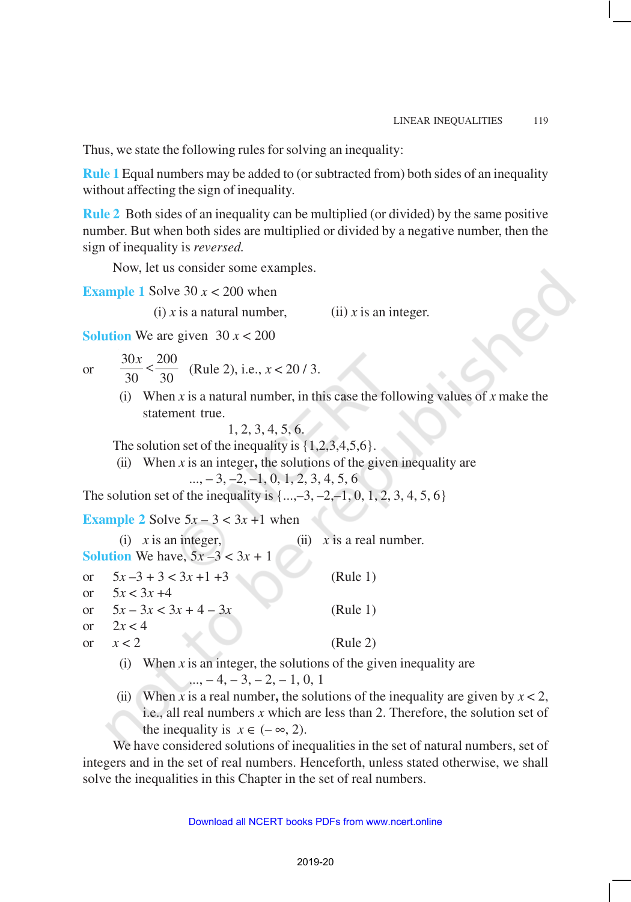Thus, we state the following rules for solving an inequality:

**Rule 1** Equal numbers may be added to (or subtracted from) both sides of an inequality without affecting the sign of inequality.

**Rule 2** Both sides of an inequality can be multiplied (or divided) by the same positive number. But when both sides are multiplied or divided by a negative number, then the sign of inequality is *reversed.*

Now, let us consider some examples.

**Example 1** Solve $30\,x < 200$ when

(i) $x$ is a natural number, (ii) $x$ is an integer.

**Solution** We are given $30\,x < 200$

or $\dfrac{30x}{30} < \dfrac{200}{30}$ (Rule 2), i.e., $x < 20/3$.

(i) When $x$ is a natural number, in this case the following values of $x$ make the statement true.

1, 2, 3, 4, 5, 6.

The solution set of the inequality is $\{1,2,3,4,5,6\}$.

(ii) When $x$ is an integer, the solutions of the given inequality are

..., – 3, –2, –1, 0, 1, 2, 3, 4, 5, 6

The solution set of the inequality is $\{...,–3, –2,–1, 0, 1, 2, 3, 4, 5, 6\}$

**Example 2** Solve $5x – 3 < 3x + 1$ when

(i) $x$ is an integer, (ii) $x$ is a real number.

**Solution** We have, $5x – 3 < 3x + 1$

or $5x – 3 + 3 < 3x + 1 + 3$ (Rule 1)

or $5x < 3x + 4$

or $5x – 3x < 3x + 4 – 3x$ (Rule 1)

or $2x < 4$

or $x < 2$ (Rule 2)

(i) When $x$ is an integer, the solutions of the given inequality are

..., – 4, – 3, – 2, – 1, 0, 1

(ii) When $x$ is a real number, the solutions of the inequality are given by $x < 2$, i.e., all real numbers $x$ which are less than 2. Therefore, the solution set of the inequality is $x \in (– \infty, 2)$.

We have considered solutions of inequalities in the set of natural numbers, set of integers and in the set of real numbers. Henceforth, unless stated otherwise, we shall solve the inequalities in this Chapter in the set of real numbers.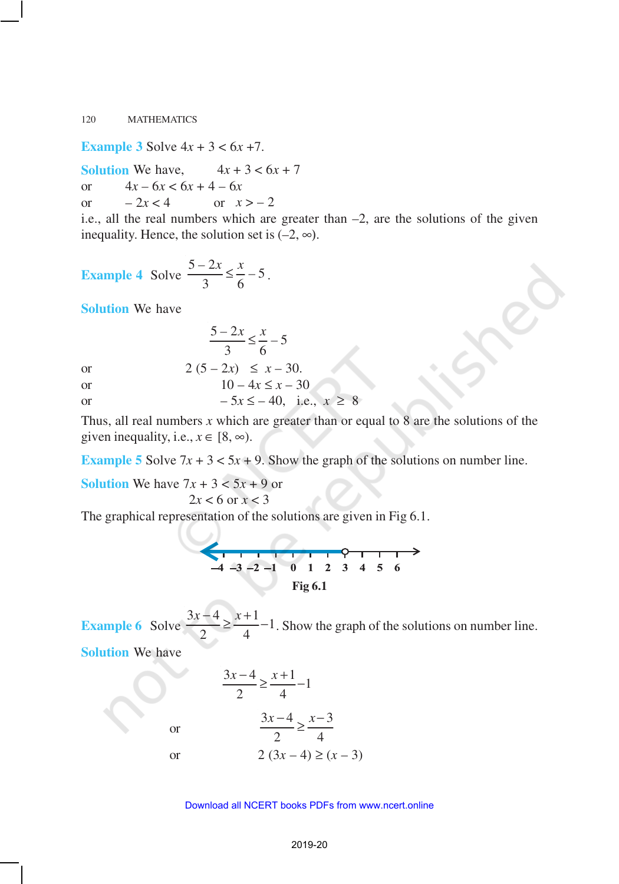**Example 3** Solve $4x + 3 < 6x + 7$.

**Solution** We have, $4x + 3 < 6x + 7$

or $4x - 6x < 6x + 4 - 6x$

or $-2x < 4$ or $x > -2$

i.e., all the real numbers which are greater than $-2$, are the solutions of the given inequality. Hence, the solution set is $(-2, \infty)$.

**Example 4** Solve $\frac{5-2x}{3} \leq \frac{x}{6} - 5$.

**Solution** We have

$$\frac{5-2x}{3} \leq \frac{x}{6} - 5$$

or $2(5 - 2x) \leq x - 30.$

or $10 - 4x \leq x - 30$

or $-5x \leq -40$, i.e., $x \geq 8$

Thus, all real numbers $x$ which are greater than or equal to 8 are the solutions of the given inequality, i.e., $x \in [8, \infty)$.

**Example 5** Solve $7x + 3 < 5x + 9$. Show the graph of the solutions on number line.

**Solution** We have $7x + 3 < 5x + 9$ or

$2x < 6$ or $x < 3$

The graphical representation of the solutions are given in Fig 6.1.

**Fig 6.1**

**Example 6** Solve $\frac{3x-4}{2} \geq \frac{x+1}{4} - 1$. Show the graph of the solutions on number line.

**Solution** We have

$$\frac{3x-4}{2} \geq \frac{x+1}{4} - 1$$

or $$\frac{3x-4}{2} \geq \frac{x-3}{4}$$

or $2(3x - 4) \geq (x - 3)$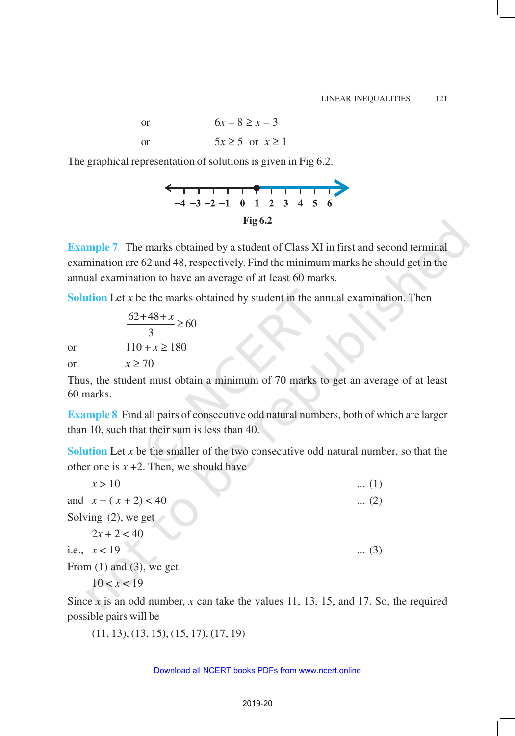or $\qquad 6x - 8 \geq x - 3$

or $\qquad 5x \geq 5$ or $x \geq 1$

The graphical representation of solutions is given in Fig 6.2.

Fig 6.2

**Example 7** The marks obtained by a student of Class XI in first and second terminal examination are 62 and 48, respectively. Find the minimum marks he should get in the annual examination to have an average of at least 60 marks.

**Solution** Let $x$ be the marks obtained by student in the annual examination. Then

$$\frac{62+48+x}{3} \geq 60$$

or $\qquad 110 + x \geq 180$

or $\qquad x \geq 70$

Thus, the student must obtain a minimum of 70 marks to get an average of at least 60 marks.

**Example 8** Find all pairs of consecutive odd natural numbers, both of which are larger than 10, such that their sum is less than 40.

**Solution** Let $x$ be the smaller of the two consecutive odd natural number, so that the other one is $x$ +2. Then, we should have

$x > 10 \qquad$ ... (1)

and $\quad x + (x + 2) < 40 \qquad$ ... (2)

Solving (2), we get

$2x + 2 < 40$

i.e., $\quad x < 19 \qquad$ ... (3)

From (1) and (3), we get

$10 < x < 19$

Since $x$ is an odd number, $x$ can take the values 11, 13, 15, and 17. So, the required possible pairs will be

(11, 13), (13, 15), (15, 17), (17, 19)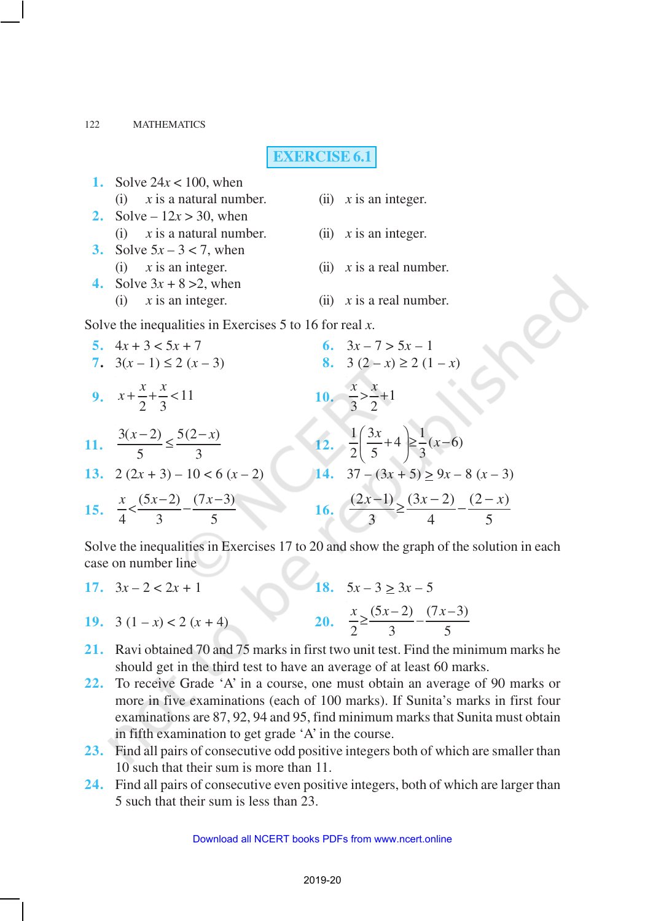## EXERCISE 6.1

1. Solve $24x < 100$, when
   (i) $x$ is a natural number. (ii) $x$ is an integer.
2. Solve $-12x > 30$, when
   (i) $x$ is a natural number. (ii) $x$ is an integer.
3. Solve $5x - 3 < 7$, when
   (i) $x$ is an integer. (ii) $x$ is a real number.
4. Solve $3x + 8 > 2$, when
   (i) $x$ is an integer. (ii) $x$ is a real number.

Solve the inequalities in Exercises 5 to 16 for real $x$.

5. $4x + 3 < 5x + 7$
6. $3x - 7 > 5x - 1$
7. $3(x - 1) \leq 2(x - 3)$
8. $3(2 - x) \geq 2(1 - x)$
9. $x + \frac{x}{2} + \frac{x}{3} < 11$
10. $\frac{x}{3} > \frac{x}{2} + 1$
11. $\frac{3(x-2)}{5} \leq \frac{5(2-x)}{3}$
12. $\frac{1}{2}\left(\frac{3x}{5} + 4\right) \geq \frac{1}{3}(x - 6)$
13. $2(2x + 3) - 10 < 6(x - 2)$
14. $37 - (3x + 5) \geq 9x - 8(x - 3)$
15. $\frac{x}{4} < \frac{(5x-2)}{3} - \frac{(7x-3)}{5}$
16. $\frac{(2x-1)}{3} \geq \frac{(3x-2)}{4} - \frac{(2-x)}{5}$

Solve the inequalities in Exercises 17 to 20 and show the graph of the solution in each case on number line

17. $3x - 2 < 2x + 1$
18. $5x - 3 \geq 3x - 5$
19. $3(1 - x) < 2(x + 4)$
20. $\frac{x}{2} \geq \frac{(5x-2)}{3} - \frac{(7x-3)}{5}$
21. Ravi obtained 70 and 75 marks in first two unit test. Find the minimum marks he should get in the third test to have an average of at least 60 marks.
22. To receive Grade 'A' in a course, one must obtain an average of 90 marks or more in five examinations (each of 100 marks). If Sunita's marks in first four examinations are 87, 92, 94 and 95, find minimum marks that Sunita must obtain in fifth examination to get grade 'A' in the course.
23. Find all pairs of consecutive odd positive integers both of which are smaller than 10 such that their sum is more than 11.
24. Find all pairs of consecutive even positive integers, both of which are larger than 5 such that their sum is less than 23.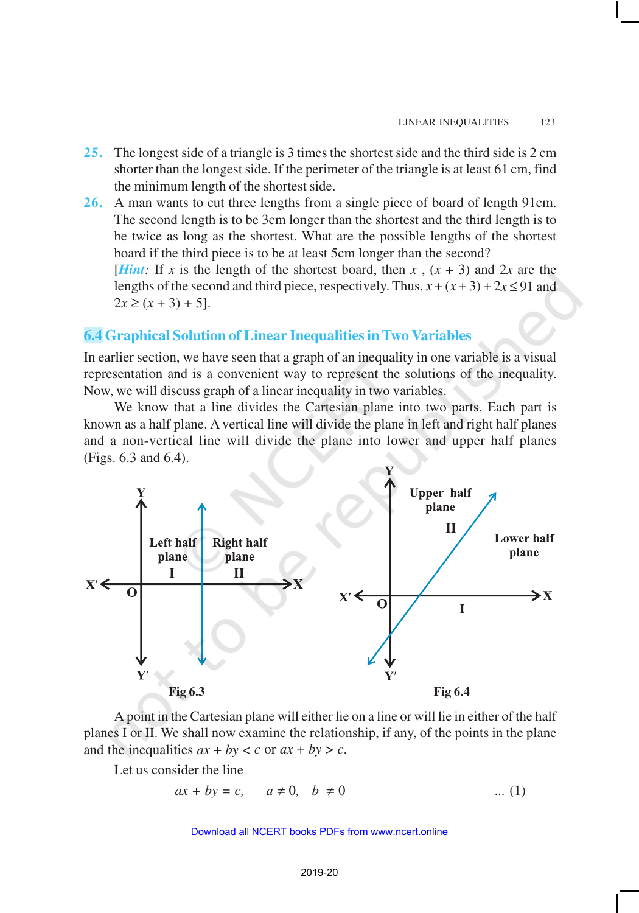25. The longest side of a triangle is 3 times the shortest side and the third side is 2 cm shorter than the longest side. If the perimeter of the triangle is at least 61 cm, find the minimum length of the shortest side.

26. A man wants to cut three lengths from a single piece of board of length 91cm. The second length is to be 3cm longer than the shortest and the third length is to be twice as long as the shortest. What are the possible lengths of the shortest board if the third piece is to be at least 5cm longer than the second?
[*Hint:* If $x$ is the length of the shortest board, then $x$ , $(x + 3)$ and $2x$ are the lengths of the second and third piece, respectively. Thus, $x + (x + 3) + 2x \leq 91$ and $2x \geq (x + 3) + 5$].

## 6.4 Graphical Solution of Linear Inequalities in Two Variables

In earlier section, we have seen that a graph of an inequality in one variable is a visual representation and is a convenient way to represent the solutions of the inequality. Now, we will discuss graph of a linear inequality in two variables.

We know that a line divides the Cartesian plane into two parts. Each part is known as a half plane. A vertical line will divide the plane in left and right half planes and a non-vertical line will divide the plane into lower and upper half planes (Figs. 6.3 and 6.4).

Fig 6.3

Fig 6.4

A point in the Cartesian plane will either lie on a line or will lie in either of the half planes I or II. We shall now examine the relationship, if any, of the points in the plane and the inequalities $ax + by < c$ or $ax + by > c$.

Let us consider the line

$$ax + by = c, \qquad a \neq 0, \quad b \neq 0 \qquad \dots (1)$$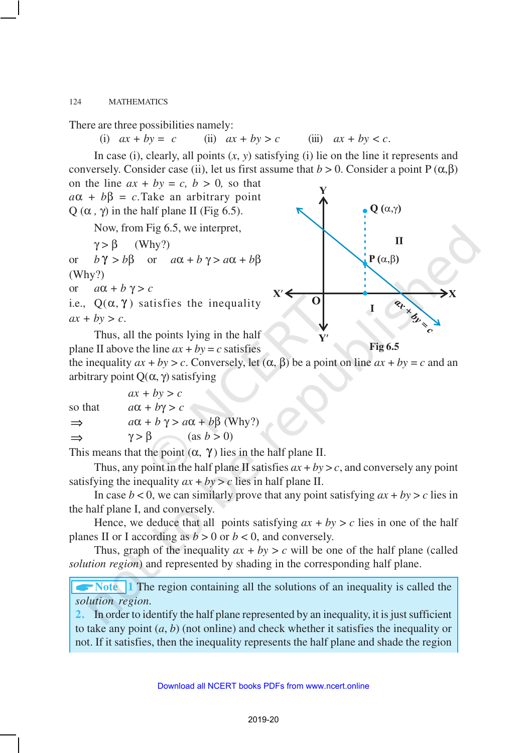There are three possibilities namely:

(i) $ax + by = c$  (ii) $ax + by > c$  (iii) $ax + by < c$.

In case (i), clearly, all points $(x, y)$ satisfying (i) lie on the line it represents and conversely. Consider case (ii), let us first assume that $b > 0$. Consider a point P $(\alpha, \beta)$ on the line $ax + by = c$, $b > 0$, so that $a\alpha + b\beta = c$. Take an arbitrary point Q $(\alpha, \gamma)$ in the half plane II (Fig 6.5).

Now, from Fig 6.5, we interpret,

$\gamma > \beta$  (Why?)

or $b\gamma > b\beta$ or $a\alpha + b\gamma > a\alpha + b\beta$ (Why?)

or $a\alpha + b\gamma > c$

i.e., Q$(\alpha, \gamma)$ satisfies the inequality $ax + by > c$.

Fig 6.5

Thus, all the points lying in the half plane II above the line $ax + by = c$ satisfies the inequality $ax + by > c$. Conversely, let $(\alpha, \beta)$ be a point on line $ax + by = c$ and an arbitrary point Q$(\alpha, \gamma)$ satisfying

$ax + by > c$

so that $a\alpha + b\gamma > c$

$\Rightarrow$ $a\alpha + b\gamma > a\alpha + b\beta$ (Why?)

$\Rightarrow$ $\gamma > \beta$  (as $b > 0$)

This means that the point $(\alpha, \gamma)$ lies in the half plane II.

Thus, any point in the half plane II satisfies $ax + by > c$, and conversely any point satisfying the inequality $ax + by > c$ lies in half plane II.

In case $b < 0$, we can similarly prove that any point satisfying $ax + by > c$ lies in the half plane I, and conversely.

Hence, we deduce that all points satisfying $ax + by > c$ lies in one of the half planes II or I according as $b > 0$ or $b < 0$, and conversely.

Thus, graph of the inequality $ax + by > c$ will be one of the half plane (called *solution region*) and represented by shading in the corresponding half plane.

**Note** 1 The region containing all the solutions of an inequality is called the *solution region*.

2. In order to identify the half plane represented by an inequality, it is just sufficient to take any point $(a, b)$ (not online) and check whether it satisfies the inequality or not. If it satisfies, then the inequality represents the half plane and shade the region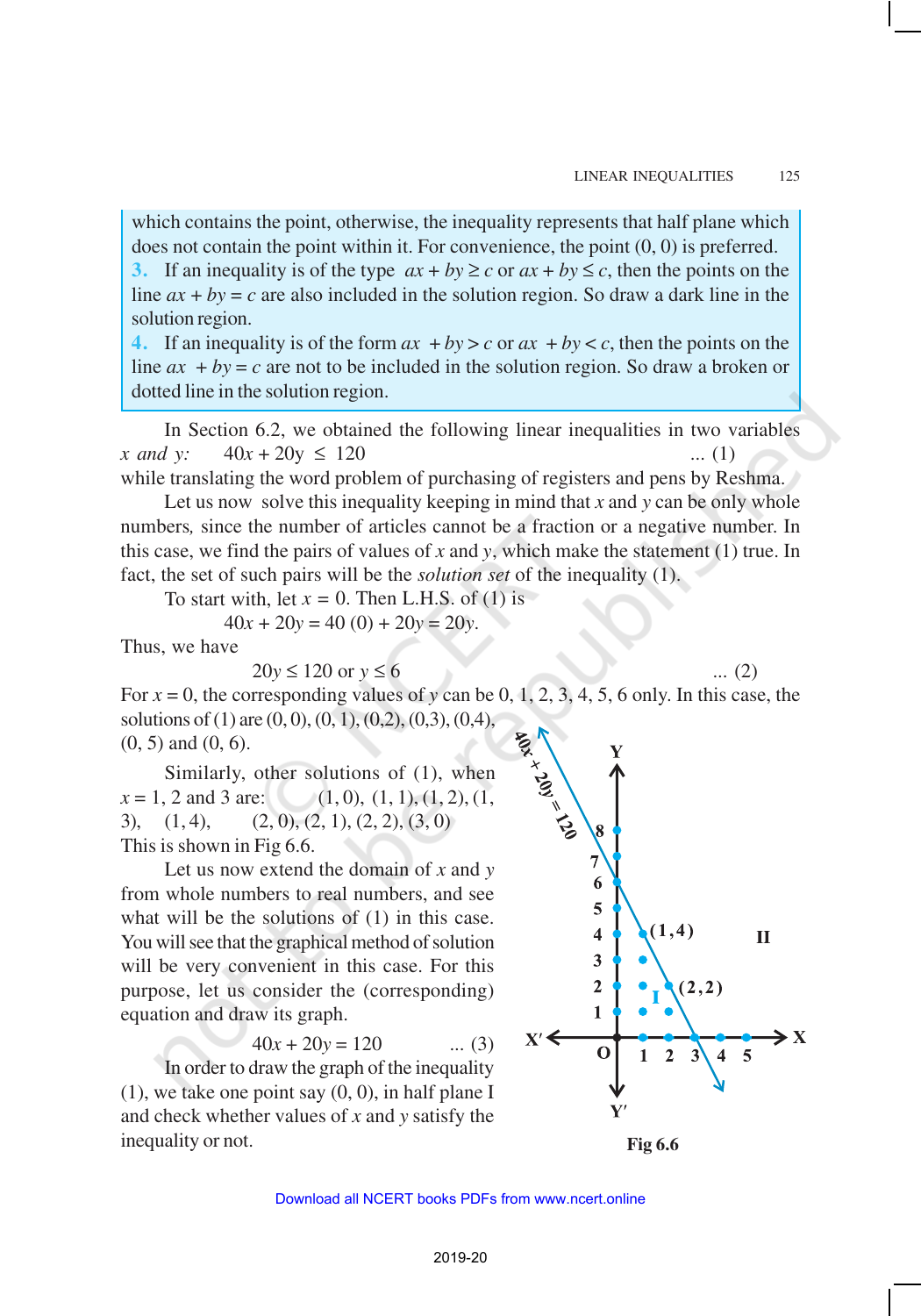which contains the point, otherwise, the inequality represents that half plane which does not contain the point within it. For convenience, the point (0, 0) is preferred.

3. If an inequality is of the type $ax + by \geq c$ or $ax + by \leq c$, then the points on the line $ax + by = c$ are also included in the solution region. So draw a dark line in the solution region.

4. If an inequality is of the form $ax + by > c$ or $ax + by < c$, then the points on the line $ax + by = c$ are not to be included in the solution region. So draw a broken or dotted line in the solution region.

In Section 6.2, we obtained the following linear inequalities in two variables $x$ and $y$: $40x + 20y \leq 120$ ... (1)

while translating the word problem of purchasing of registers and pens by Reshma.

Let us now solve this inequality keeping in mind that $x$ and $y$ can be only whole numbers, since the number of articles cannot be a fraction or a negative number. In this case, we find the pairs of values of $x$ and $y$, which make the statement (1) true. In fact, the set of such pairs will be the *solution set* of the inequality (1).

To start with, let $x = 0$. Then L.H.S. of (1) is

$$40x + 20y = 40 (0) + 20y = 20y.$$

Thus, we have

$$20y \leq 120 \text{ or } y \leq 6 \qquad \text{... (2)}$$

For $x = 0$, the corresponding values of $y$ can be 0, 1, 2, 3, 4, 5, 6 only. In this case, the solutions of (1) are (0, 0), (0, 1), (0,2), (0,3), (0,4), (0, 5) and (0, 6).

Similarly, other solutions of (1), when $x = 1$, 2 and 3 are: (1, 0), (1, 1), (1, 2), (1, 3), (1, 4), (2, 0), (2, 1), (2, 2), (3, 0)

This is shown in Fig 6.6.

Let us now extend the domain of $x$ and $y$ from whole numbers to real numbers, and see what will be the solutions of (1) in this case. You will see that the graphical method of solution will be very convenient in this case. For this purpose, let us consider the (corresponding) equation and draw its graph.

$$40x + 20y = 120 \qquad \text{... (3)}$$

In order to draw the graph of the inequality (1), we take one point say (0, 0), in half plane I and check whether values of $x$ and $y$ satisfy the inequality or not.

Fig 6.6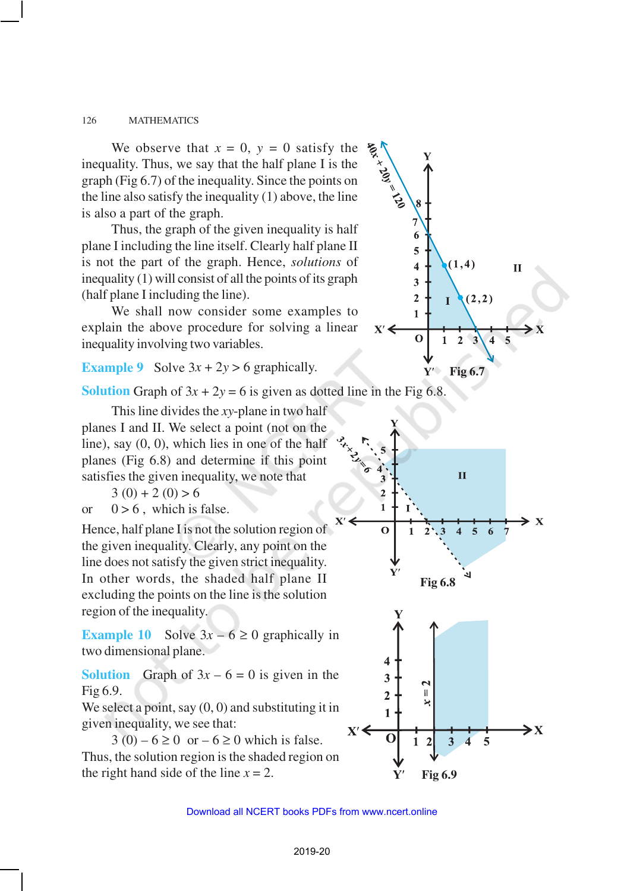We observe that $x = 0$, $y = 0$ satisfy the inequality. Thus, we say that the half plane I is the graph (Fig 6.7) of the inequality. Since the points on the line also satisfy the inequality (1) above, the line is also a part of the graph.

Thus, the graph of the given inequality is half plane I including the line itself. Clearly half plane II is not the part of the graph. Hence, *solutions* of inequality (1) will consist of all the points of its graph (half plane I including the line).

We shall now consider some examples to explain the above procedure for solving a linear inequality involving two variables.

Fig 6.7

**Example 9** Solve $3x + 2y > 6$ graphically.

**Solution** Graph of $3x + 2y = 6$ is given as dotted line in the Fig 6.8.

This line divides the $xy$-plane in two half planes I and II. We select a point (not on the line), say (0, 0), which lies in one of the half planes (Fig 6.8) and determine if this point satisfies the given inequality, we note that

$$3(0) + 2(0) > 6$$

or $\quad 0 > 6$, which is false.

Hence, half plane I is not the solution region of the given inequality. Clearly, any point on the line does not satisfy the given strict inequality. In other words, the shaded half plane II excluding the points on the line is the solution region of the inequality.

Fig 6.8

**Example 10** Solve $3x - 6 \geq 0$ graphically in two dimensional plane.

**Solution** Graph of $3x - 6 = 0$ is given in the Fig 6.9.

We select a point, say (0, 0) and substituting it in given inequality, we see that:

$3(0) - 6 \geq 0$ or $-6 \geq 0$ which is false.

Thus, the solution region is the shaded region on the right hand side of the line $x = 2$.

Fig 6.9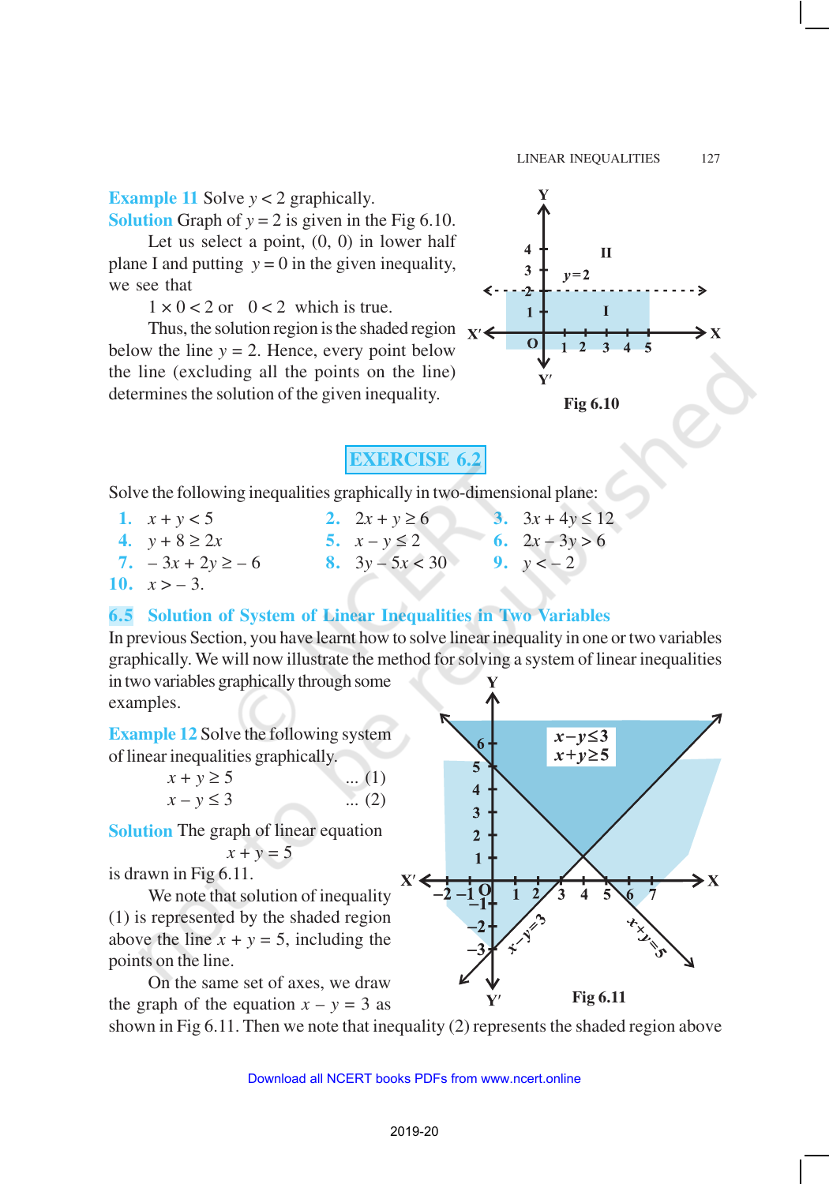**Example 11** Solve $y < 2$ graphically.

**Solution** Graph of $y = 2$ is given in the Fig 6.10.

Let us select a point, (0, 0) in lower half plane I and putting $y = 0$ in the given inequality, we see that

$1 \times 0 < 2$ or $0 < 2$ which is true.

Thus, the solution region is the shaded region below the line $y = 2$. Hence, every point below the line (excluding all the points on the line) determines the solution of the given inequality.

Fig 6.10

## EXERCISE 6.2

Solve the following inequalities graphically in two-dimensional plane:

1. $x + y < 5$
2. $2x + y \geq 6$
3. $3x + 4y \leq 12$
4. $y + 8 \geq 2x$
5. $x - y \leq 2$
6. $2x - 3y > 6$
7. $-3x + 2y \geq -6$
8. $3y - 5x < 30$
9. $y < -2$
10. $x > -3$.

## 6.5 Solution of System of Linear Inequalities in Two Variables

In previous Section, you have learnt how to solve linear inequality in one or two variables graphically. We will now illustrate the method for solving a system of linear inequalities in two variables graphically through some examples.

**Example 12** Solve the following system of linear inequalities graphically.

$$x + y \geq 5 \quad \text{... (1)}$$

$$x - y \leq 3 \quad \text{... (2)}$$

**Solution** The graph of linear equation

$$x + y = 5$$

is drawn in Fig 6.11.

We note that solution of inequality (1) is represented by the shaded region above the line $x + y = 5$, including the points on the line.

On the same set of axes, we draw the graph of the equation $x - y = 3$ as shown in Fig 6.11. Then we note that inequality (2) represents the shaded region above

Fig 6.11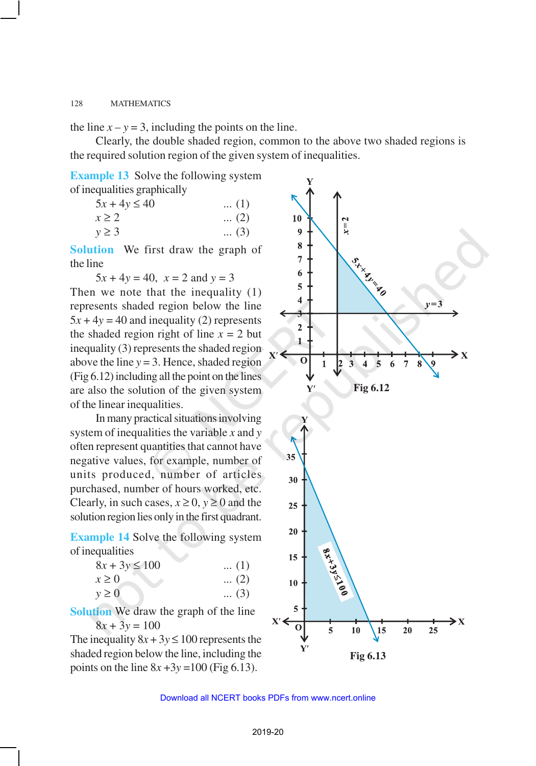the line $x - y = 3$, including the points on the line.

Clearly, the double shaded region, common to the above two shaded regions is the required solution region of the given system of inequalities.

**Example 13** Solve the following system of inequalities graphically

$$5x + 4y \leq 40 \quad \text{... (1)}$$

$$x \geq 2 \quad \text{... (2)}$$

$$y \geq 3 \quad \text{... (3)}$$

**Solution** We first draw the graph of the line

$$5x + 4y = 40, \quad x = 2 \text{ and } y = 3$$

Then we note that the inequality (1) represents shaded region below the line $5x + 4y = 40$ and inequality (2) represents the shaded region right of line $x = 2$ but inequality (3) represents the shaded region above the line $y = 3$. Hence, shaded region (Fig 6.12) including all the point on the lines are also the solution of the given system of the linear inequalities.

Fig 6.12

In many practical situations involving system of inequalities the variable $x$ and $y$ often represent quantities that cannot have negative values, for example, number of units produced, number of articles purchased, number of hours worked, etc. Clearly, in such cases, $x \geq 0$, $y \geq 0$ and the solution region lies only in the first quadrant.

**Example 14** Solve the following system of inequalities

$$8x + 3y \leq 100 \quad \text{... (1)}$$

$$x \geq 0 \quad \text{... (2)}$$

$$y \geq 0 \quad \text{... (3)}$$

**Solution** We draw the graph of the line

$$8x + 3y = 100$$

The inequality $8x + 3y \leq 100$ represents the shaded region below the line, including the points on the line $8x + 3y = 100$ (Fig 6.13).

Fig 6.13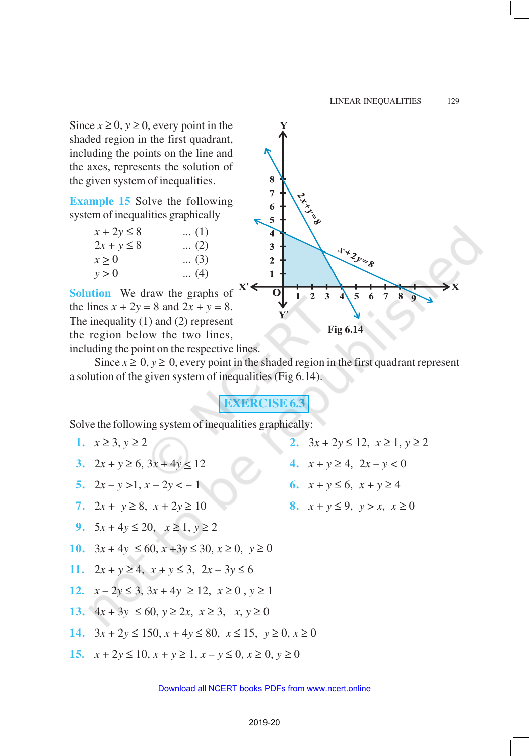Since $x \geq 0$, $y \geq 0$, every point in the shaded region in the first quadrant, including the points on the line and the axes, represents the solution of the given system of inequalities.

**Example 15** Solve the following system of inequalities graphically

$$x + 2y \leq 8 \quad \text{... (1)}$$
$$2x + y \leq 8 \quad \text{... (2)}$$
$$x \geq 0 \quad \text{... (3)}$$
$$y \geq 0 \quad \text{... (4)}$$

**Solution** We draw the graphs of the lines $x + 2y = 8$ and $2x + y = 8$. The inequality (1) and (2) represent the region below the two lines, including the point on the respective lines.

Fig 6.14

Since $x \geq 0$, $y \geq 0$, every point in the shaded region in the first quadrant represent a solution of the given system of inequalities (Fig 6.14).

## EXERCISE 6.3

Solve the following system of inequalities graphically:

1. $x \geq 3, y \geq 2$
2. $3x + 2y \leq 12,\ x \geq 1, y \geq 2$
3. $2x + y \geq 6,\ 3x + 4y \leq 12$
4. $x + y \geq 4,\ 2x - y < 0$
5. $2x - y > 1,\ x - 2y < -1$
6. $x + y \leq 6,\ x + y \geq 4$
7. $2x + y \geq 8,\ x + 2y \geq 10$
8. $x + y \leq 9,\ y > x,\ x \geq 0$
9. $5x + 4y \leq 20,\ x \geq 1, y \geq 2$
10. $3x + 4y \leq 60,\ x + 3y \leq 30,\ x \geq 0,\ y \geq 0$
11. $2x + y \geq 4,\ x + y \leq 3,\ 2x - 3y \leq 6$
12. $x - 2y \leq 3,\ 3x + 4y \geq 12,\ x \geq 0,\ y \geq 1$
13. $4x + 3y \leq 60,\ y \geq 2x,\ x \geq 3,\ x, y \geq 0$
14. $3x + 2y \leq 150,\ x + 4y \leq 80,\ x \leq 15,\ y \geq 0, x \geq 0$
15. $x + 2y \leq 10,\ x + y \geq 1,\ x - y \leq 0,\ x \geq 0,\ y \geq 0$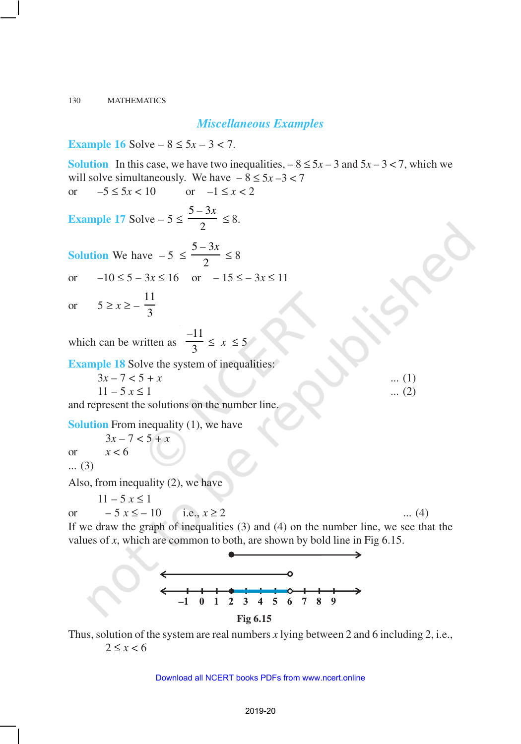## *Miscellaneous Examples*

**Example 16** Solve $-8 \le 5x - 3 < 7$.

**Solution** In this case, we have two inequalities, $-8 \le 5x - 3$ and $5x - 3 < 7$, which we will solve simultaneously. We have $-8 \le 5x - 3 < 7$

or $\quad -5 \le 5x < 10 \quad$ or $\quad -1 \le x < 2$

**Example 17** Solve $-5 \le \dfrac{5-3x}{2} \le 8$.

**Solution** We have $-5 \le \dfrac{5-3x}{2} \le 8$

or $\quad -10 \le 5 - 3x \le 16 \quad$ or $\quad -15 \le -3x \le 11$

or $\quad 5 \ge x \ge -\dfrac{11}{3}$

which can be written as $\dfrac{-11}{3} \le x \le 5$

**Example 18** Solve the system of inequalities:

$3x - 7 < 5 + x \quad \text{... (1)}$

$11 - 5x \le 1 \quad \text{... (2)}$

and represent the solutions on the number line.

**Solution** From inequality (1), we have

$3x - 7 < 5 + x$

or $\quad x < 6$

... (3)

Also, from inequality (2), we have

$11 - 5x \le 1$

or $\quad -5x \le -10 \quad$ i.e., $x \ge 2 \quad \text{... (4)}$

If we draw the graph of inequalities (3) and (4) on the number line, we see that the values of $x$, which are common to both, are shown by bold line in Fig 6.15.

Fig 6.15

Thus, solution of the system are real numbers $x$ lying between 2 and 6 including 2, i.e.,

$2 \le x < 6$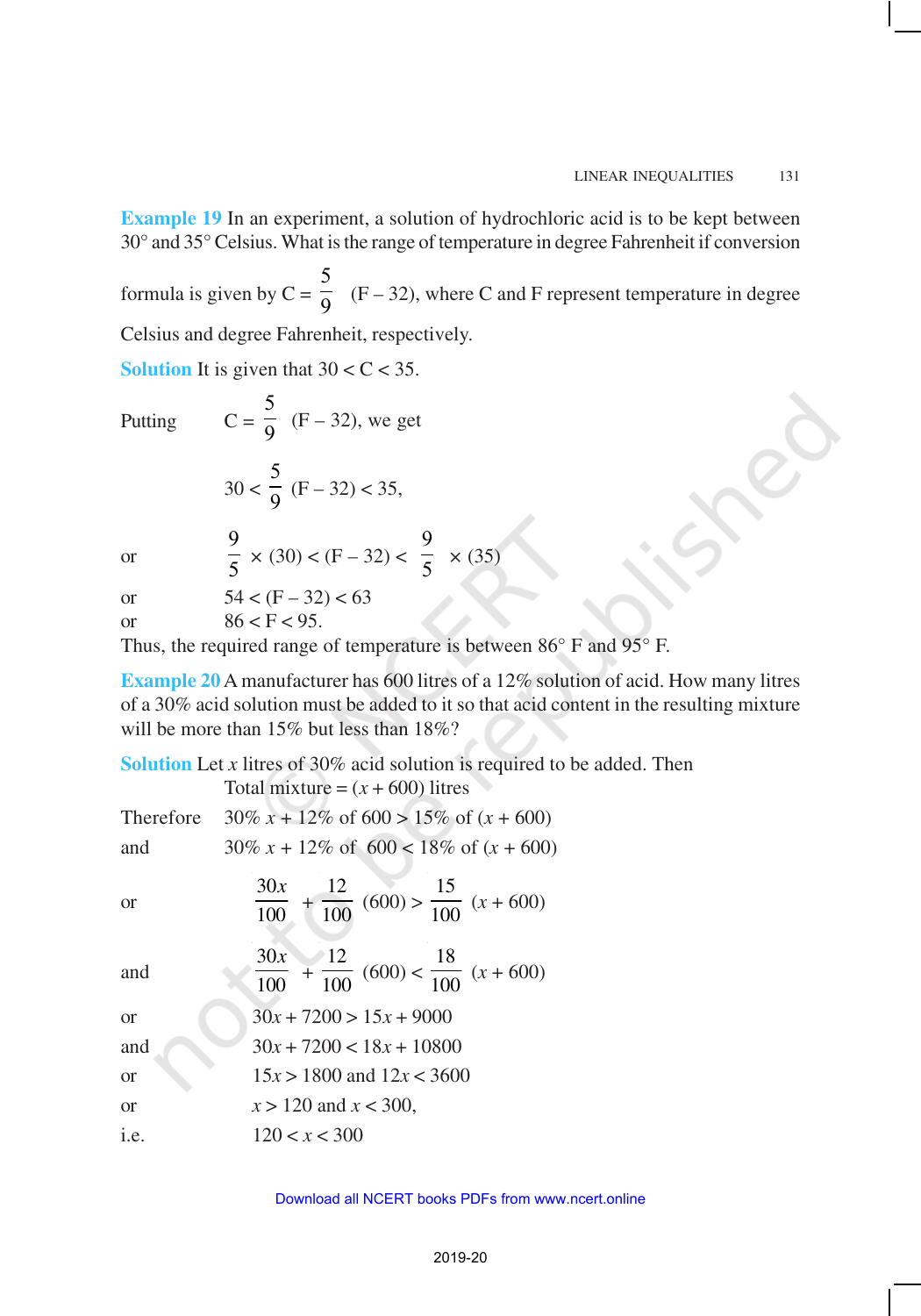**Example 19** In an experiment, a solution of hydrochloric acid is to be kept between 30° and 35° Celsius. What is the range of temperature in degree Fahrenheit if conversion formula is given by $C = \frac{5}{9}(F - 32)$, where C and F represent temperature in degree Celsius and degree Fahrenheit, respectively.

**Solution** It is given that $30 < C < 35$.

Putting $\quad C = \frac{5}{9}(F - 32)$, we get

$$30 < \frac{5}{9}(F - 32) < 35,$$

or $\quad \frac{9}{5} \times (30) < (F - 32) < \frac{9}{5} \times (35)$

or $\quad 54 < (F - 32) < 63$

or $\quad 86 < F < 95.$

Thus, the required range of temperature is between 86° F and 95° F.

**Example 20** A manufacturer has 600 litres of a 12% solution of acid. How many litres of a 30% acid solution must be added to it so that acid content in the resulting mixture will be more than 15% but less than 18%?

**Solution** Let $x$ litres of 30% acid solution is required to be added. Then

Total mixture = $(x + 600)$ litres

Therefore $\quad 30\%\ x + 12\% \text{ of } 600 > 15\% \text{ of } (x + 600)$

and $\quad 30\%\ x + 12\% \text{ of } 600 < 18\% \text{ of } (x + 600)$

or $\quad \frac{30x}{100} + \frac{12}{100}(600) > \frac{15}{100}(x + 600)$

and $\quad \frac{30x}{100} + \frac{12}{100}(600) < \frac{18}{100}(x + 600)$

or $\quad 30x + 7200 > 15x + 9000$

and $\quad 30x + 7200 < 18x + 10800$

or $\quad 15x > 1800$ and $12x < 3600$

or $\quad x > 120$ and $x < 300,$

i.e. $\quad 120 < x < 300$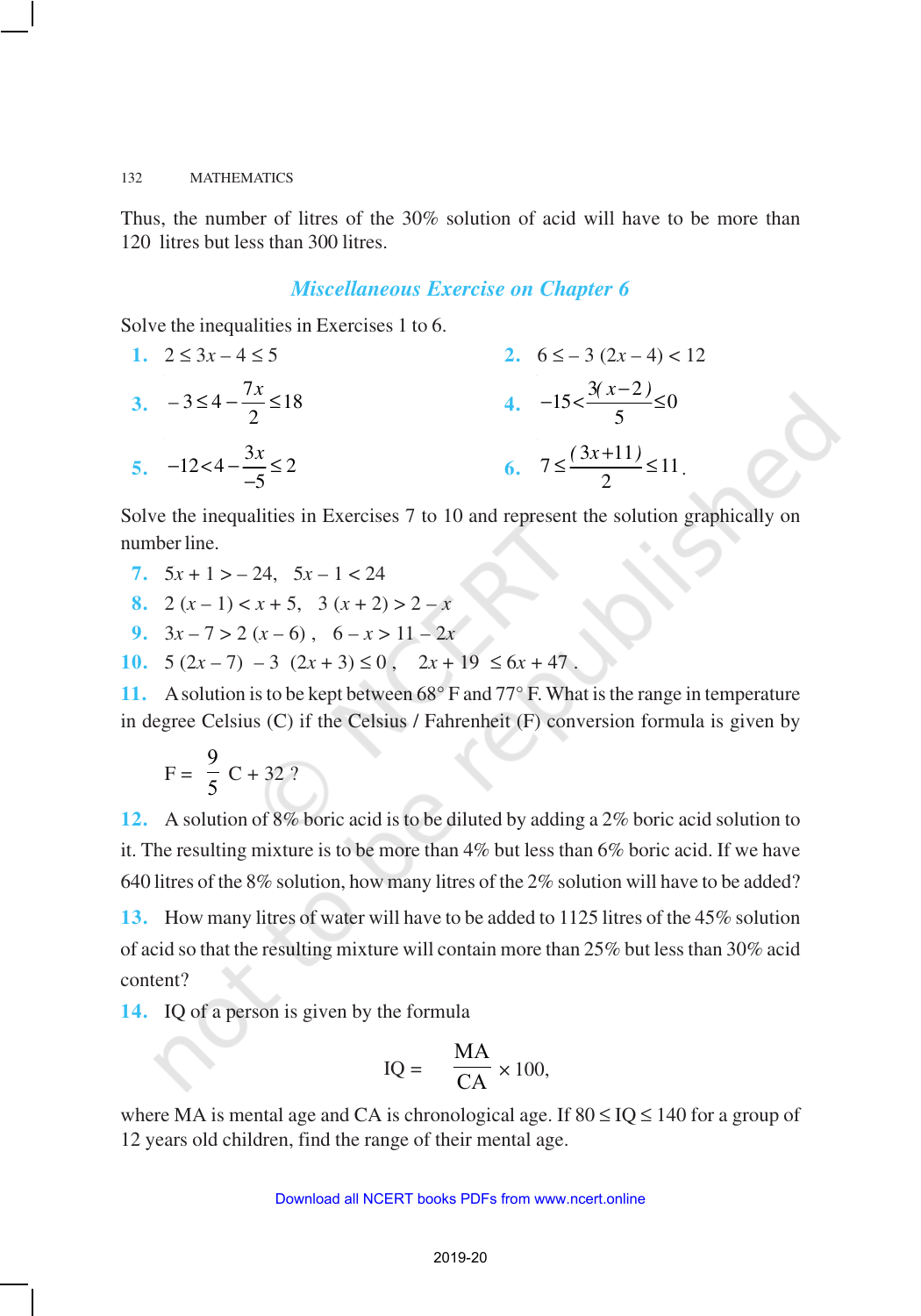Thus, the number of litres of the 30% solution of acid will have to be more than 120 litres but less than 300 litres.

## *Miscellaneous Exercise on Chapter 6*

Solve the inequalities in Exercises 1 to 6.

**1.** $2 \leq 3x - 4 \leq 5$

**2.** $6 \leq -3(2x - 4) < 12$

**3.** $-3 \leq 4 - \frac{7x}{2} \leq 18$

**4.** $-15 < \frac{3(x-2)}{5} \leq 0$

**5.** $-12 < 4 - \frac{3x}{-5} \leq 2$

**6.** $7 \leq \frac{(3x+11)}{2} \leq 11$.

Solve the inequalities in Exercises 7 to 10 and represent the solution graphically on number line.

**7.** $5x + 1 > -24, \quad 5x - 1 < 24$

**8.** $2(x - 1) < x + 5, \quad 3(x + 2) > 2 - x$

**9.** $3x - 7 > 2(x - 6), \quad 6 - x > 11 - 2x$

**10.** $5(2x - 7) - 3(2x + 3) \leq 0, \quad 2x + 19 \leq 6x + 47$.

**11.** A solution is to be kept between 68° F and 77° F. What is the range in temperature in degree Celsius (C) if the Celsius / Fahrenheit (F) conversion formula is given by

$$F = \frac{9}{5}C + 32 ?$$

**12.** A solution of 8% boric acid is to be diluted by adding a 2% boric acid solution to it. The resulting mixture is to be more than 4% but less than 6% boric acid. If we have 640 litres of the 8% solution, how many litres of the 2% solution will have to be added?

**13.** How many litres of water will have to be added to 1125 litres of the 45% solution of acid so that the resulting mixture will contain more than 25% but less than 30% acid content?

**14.** IQ of a person is given by the formula

$$IQ = \frac{MA}{CA} \times 100,$$

where MA is mental age and CA is chronological age. If $80 \leq IQ \leq 140$ for a group of 12 years old children, find the range of their mental age.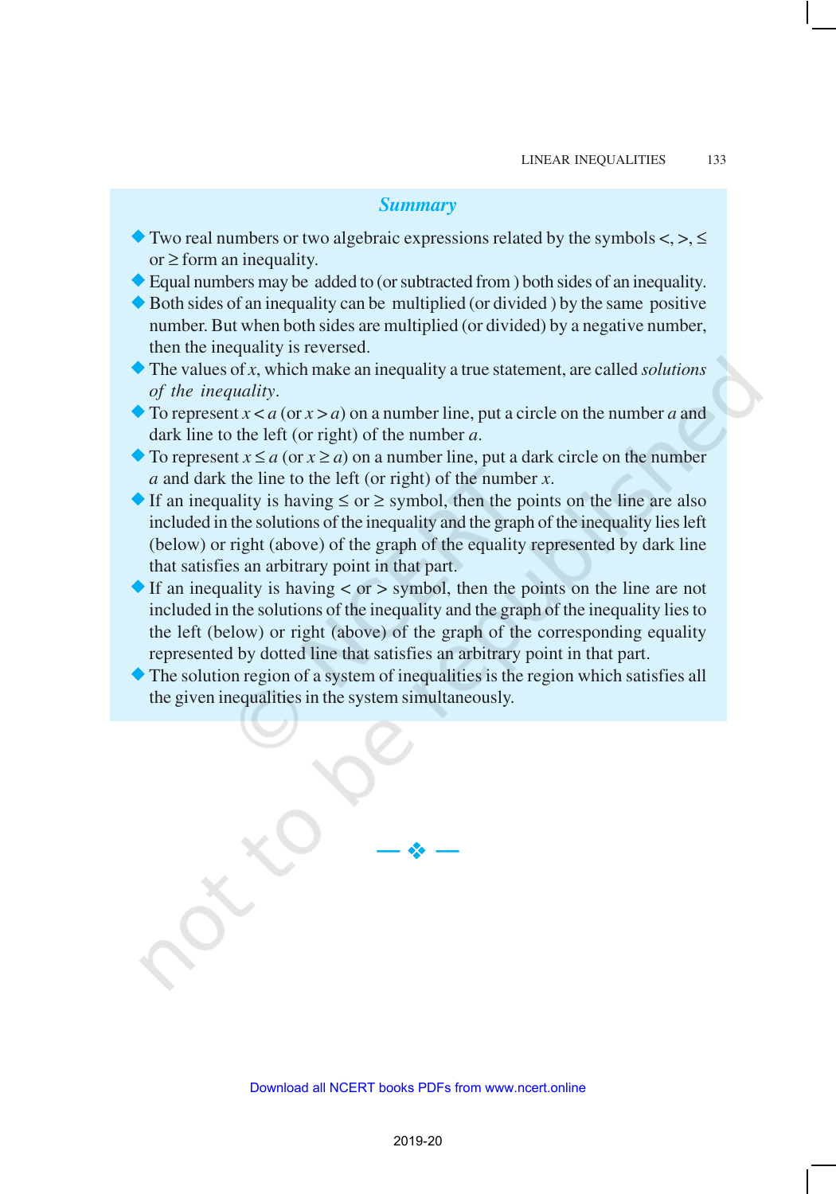## *Summary*

- Two real numbers or two algebraic expressions related by the symbols $<$, $>$, $\leq$ or $\geq$ form an inequality.
- Equal numbers may be added to (or subtracted from ) both sides of an inequality.
- Both sides of an inequality can be multiplied (or divided ) by the same positive number. But when both sides are multiplied (or divided) by a negative number, then the inequality is reversed.
- The values of $x$, which make an inequality a true statement, are called *solutions of the inequality*.
- To represent $x < a$ (or $x > a$) on a number line, put a circle on the number $a$ and dark line to the left (or right) of the number $a$.
- To represent $x \leq a$ (or $x \geq a$) on a number line, put a dark circle on the number $a$ and dark the line to the left (or right) of the number $x$.
- If an inequality is having $\leq$ or $\geq$ symbol, then the points on the line are also included in the solutions of the inequality and the graph of the inequality lies left (below) or right (above) of the graph of the equality represented by dark line that satisfies an arbitrary point in that part.
- If an inequality is having $<$ or $>$ symbol, then the points on the line are not included in the solutions of the inequality and the graph of the inequality lies to the left (below) or right (above) of the graph of the corresponding equality represented by dotted line that satisfies an arbitrary point in that part.
- The solution region of a system of inequalities is the region which satisfies all the given inequalities in the system simultaneously.

— ❖ —